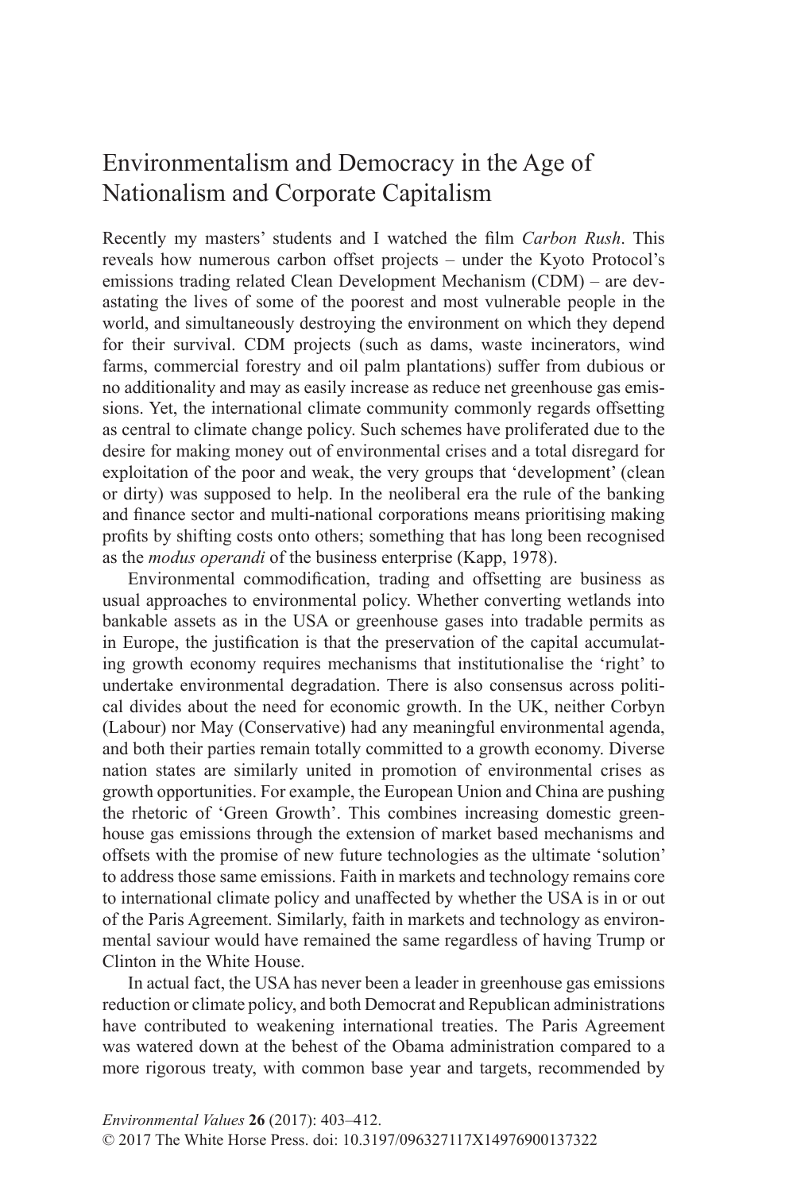# Environmentalism and Democracy in the Age of Nationalism and Corporate Capitalism

Recently my masters' students and I watched the film *Carbon Rush*. This reveals how numerous carbon offset projects – under the Kyoto Protocol's emissions trading related Clean Development Mechanism (CDM) – are devastating the lives of some of the poorest and most vulnerable people in the world, and simultaneously destroying the environment on which they depend for their survival. CDM projects (such as dams, waste incinerators, wind farms, commercial forestry and oil palm plantations) suffer from dubious or no additionality and may as easily increase as reduce net greenhouse gas emissions. Yet, the international climate community commonly regards offsetting as central to climate change policy. Such schemes have proliferated due to the desire for making money out of environmental crises and a total disregard for exploitation of the poor and weak, the very groups that 'development' (clean or dirty) was supposed to help. In the neoliberal era the rule of the banking and finance sector and multi-national corporations means prioritising making profits by shifting costs onto others; something that has long been recognised as the *modus operandi* of the business enterprise (Kapp, 1978).

Environmental commodification, trading and offsetting are business as usual approaches to environmental policy. Whether converting wetlands into bankable assets as in the USA or greenhouse gases into tradable permits as in Europe, the justification is that the preservation of the capital accumulating growth economy requires mechanisms that institutionalise the 'right' to undertake environmental degradation. There is also consensus across political divides about the need for economic growth. In the UK, neither Corbyn (Labour) nor May (Conservative) had any meaningful environmental agenda, and both their parties remain totally committed to a growth economy. Diverse nation states are similarly united in promotion of environmental crises as growth opportunities. For example, the European Union and China are pushing the rhetoric of 'Green Growth'. This combines increasing domestic greenhouse gas emissions through the extension of market based mechanisms and offsets with the promise of new future technologies as the ultimate 'solution' to address those same emissions. Faith in markets and technology remains core to international climate policy and unaffected by whether the USA is in or out of the Paris Agreement. Similarly, faith in markets and technology as environmental saviour would have remained the same regardless of having Trump or Clinton in the White House.

In actual fact, the USA has never been a leader in greenhouse gas emissions reduction or climate policy, and both Democrat and Republican administrations have contributed to weakening international treaties. The Paris Agreement was watered down at the behest of the Obama administration compared to a more rigorous treaty, with common base year and targets, recommended by

*Environmental Values* **26** (2017): 403–412.
© 2017 The White Horse Press. doi: 10.3197/096327117X14976900137322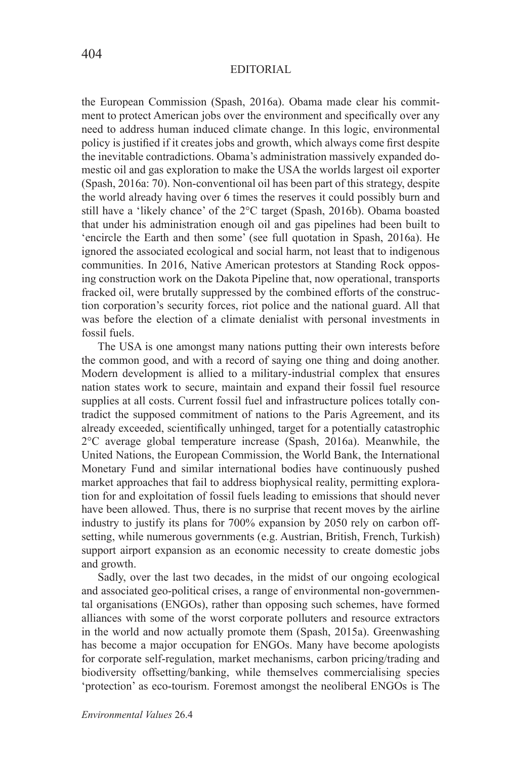the European Commission (Spash, 2016a). Obama made clear his commitment to protect American jobs over the environment and specifically over any need to address human induced climate change. In this logic, environmental policy is justified if it creates jobs and growth, which always come first despite the inevitable contradictions. Obama's administration massively expanded domestic oil and gas exploration to make the USA the worlds largest oil exporter (Spash, 2016a: 70). Non-conventional oil has been part of this strategy, despite the world already having over 6 times the reserves it could possibly burn and still have a 'likely chance' of the 2°C target (Spash, 2016b). Obama boasted that under his administration enough oil and gas pipelines had been built to 'encircle the Earth and then some' (see full quotation in Spash, 2016a). He ignored the associated ecological and social harm, not least that to indigenous communities. In 2016, Native American protestors at Standing Rock opposing construction work on the Dakota Pipeline that, now operational, transports fracked oil, were brutally suppressed by the combined efforts of the construction corporation's security forces, riot police and the national guard. All that was before the election of a climate denialist with personal investments in fossil fuels.

The USA is one amongst many nations putting their own interests before the common good, and with a record of saying one thing and doing another. Modern development is allied to a military-industrial complex that ensures nation states work to secure, maintain and expand their fossil fuel resource supplies at all costs. Current fossil fuel and infrastructure polices totally contradict the supposed commitment of nations to the Paris Agreement, and its already exceeded, scientifically unhinged, target for a potentially catastrophic 2°C average global temperature increase (Spash, 2016a). Meanwhile, the United Nations, the European Commission, the World Bank, the International Monetary Fund and similar international bodies have continuously pushed market approaches that fail to address biophysical reality, permitting exploration for and exploitation of fossil fuels leading to emissions that should never have been allowed. Thus, there is no surprise that recent moves by the airline industry to justify its plans for 700% expansion by 2050 rely on carbon offsetting, while numerous governments (e.g. Austrian, British, French, Turkish) support airport expansion as an economic necessity to create domestic jobs and growth.

Sadly, over the last two decades, in the midst of our ongoing ecological and associated geo-political crises, a range of environmental non-governmental organisations (ENGOs), rather than opposing such schemes, have formed alliances with some of the worst corporate polluters and resource extractors in the world and now actually promote them (Spash, 2015a). Greenwashing has become a major occupation for ENGOs. Many have become apologists for corporate self-regulation, market mechanisms, carbon pricing/trading and biodiversity offsetting/banking, while themselves commercialising species 'protection' as eco-tourism. Foremost amongst the neoliberal ENGOs is The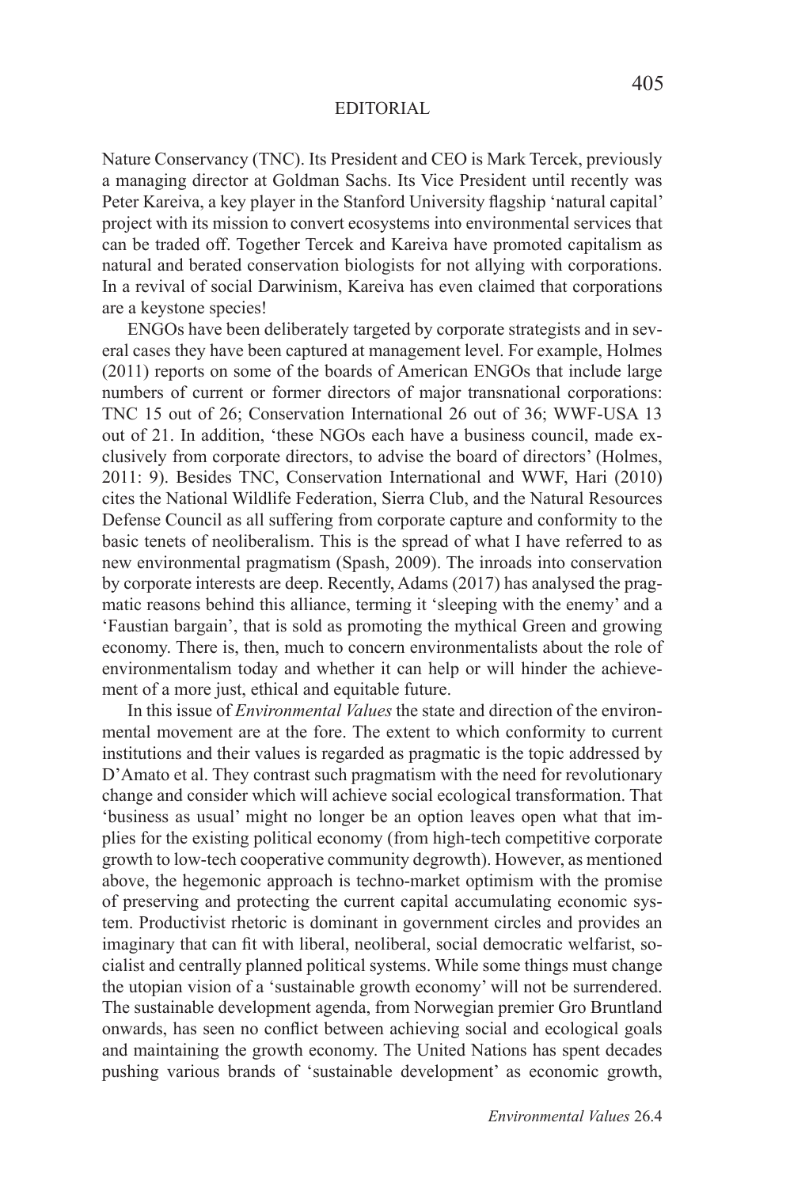Nature Conservancy (TNC). Its President and CEO is Mark Tercek, previously a managing director at Goldman Sachs. Its Vice President until recently was Peter Kareiva, a key player in the Stanford University flagship 'natural capital' project with its mission to convert ecosystems into environmental services that can be traded off. Together Tercek and Kareiva have promoted capitalism as natural and berated conservation biologists for not allying with corporations. In a revival of social Darwinism, Kareiva has even claimed that corporations are a keystone species!

ENGOs have been deliberately targeted by corporate strategists and in several cases they have been captured at management level. For example, Holmes (2011) reports on some of the boards of American ENGOs that include large numbers of current or former directors of major transnational corporations: TNC 15 out of 26; Conservation International 26 out of 36; WWF-USA 13 out of 21. In addition, 'these NGOs each have a business council, made exclusively from corporate directors, to advise the board of directors' (Holmes, 2011: 9). Besides TNC, Conservation International and WWF, Hari (2010) cites the National Wildlife Federation, Sierra Club, and the Natural Resources Defense Council as all suffering from corporate capture and conformity to the basic tenets of neoliberalism. This is the spread of what I have referred to as new environmental pragmatism (Spash, 2009). The inroads into conservation by corporate interests are deep. Recently, Adams (2017) has analysed the pragmatic reasons behind this alliance, terming it 'sleeping with the enemy' and a 'Faustian bargain', that is sold as promoting the mythical Green and growing economy. There is, then, much to concern environmentalists about the role of environmentalism today and whether it can help or will hinder the achievement of a more just, ethical and equitable future.

In this issue of *Environmental Values* the state and direction of the environmental movement are at the fore. The extent to which conformity to current institutions and their values is regarded as pragmatic is the topic addressed by D'Amato et al. They contrast such pragmatism with the need for revolutionary change and consider which will achieve social ecological transformation. That 'business as usual' might no longer be an option leaves open what that implies for the existing political economy (from high-tech competitive corporate growth to low-tech cooperative community degrowth). However, as mentioned above, the hegemonic approach is techno-market optimism with the promise of preserving and protecting the current capital accumulating economic system. Productivist rhetoric is dominant in government circles and provides an imaginary that can fit with liberal, neoliberal, social democratic welfarist, socialist and centrally planned political systems. While some things must change the utopian vision of a 'sustainable growth economy' will not be surrendered. The sustainable development agenda, from Norwegian premier Gro Bruntland onwards, has seen no conflict between achieving social and ecological goals and maintaining the growth economy. The United Nations has spent decades pushing various brands of 'sustainable development' as economic growth,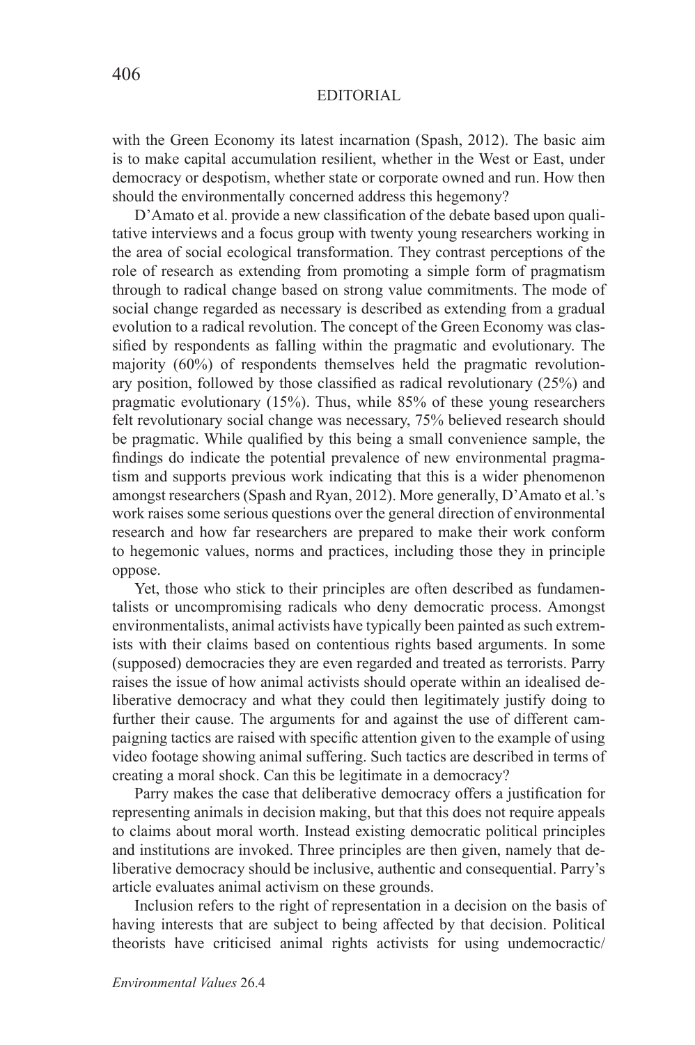with the Green Economy its latest incarnation (Spash, 2012). The basic aim is to make capital accumulation resilient, whether in the West or East, under democracy or despotism, whether state or corporate owned and run. How then should the environmentally concerned address this hegemony?

D'Amato et al. provide a new classification of the debate based upon qualitative interviews and a focus group with twenty young researchers working in the area of social ecological transformation. They contrast perceptions of the role of research as extending from promoting a simple form of pragmatism through to radical change based on strong value commitments. The mode of social change regarded as necessary is described as extending from a gradual evolution to a radical revolution. The concept of the Green Economy was classified by respondents as falling within the pragmatic and evolutionary. The majority (60%) of respondents themselves held the pragmatic revolutionary position, followed by those classified as radical revolutionary (25%) and pragmatic evolutionary (15%). Thus, while 85% of these young researchers felt revolutionary social change was necessary, 75% believed research should be pragmatic. While qualified by this being a small convenience sample, the findings do indicate the potential prevalence of new environmental pragmatism and supports previous work indicating that this is a wider phenomenon amongst researchers (Spash and Ryan, 2012). More generally, D'Amato et al.'s work raises some serious questions over the general direction of environmental research and how far researchers are prepared to make their work conform to hegemonic values, norms and practices, including those they in principle oppose.

Yet, those who stick to their principles are often described as fundamentalists or uncompromising radicals who deny democratic process. Amongst environmentalists, animal activists have typically been painted as such extremists with their claims based on contentious rights based arguments. In some (supposed) democracies they are even regarded and treated as terrorists. Parry raises the issue of how animal activists should operate within an idealised deliberative democracy and what they could then legitimately justify doing to further their cause. The arguments for and against the use of different campaigning tactics are raised with specific attention given to the example of using video footage showing animal suffering. Such tactics are described in terms of creating a moral shock. Can this be legitimate in a democracy?

Parry makes the case that deliberative democracy offers a justification for representing animals in decision making, but that this does not require appeals to claims about moral worth. Instead existing democratic political principles and institutions are invoked. Three principles are then given, namely that deliberative democracy should be inclusive, authentic and consequential. Parry's article evaluates animal activism on these grounds.

Inclusion refers to the right of representation in a decision on the basis of having interests that are subject to being affected by that decision. Political theorists have criticised animal rights activists for using undemocractic/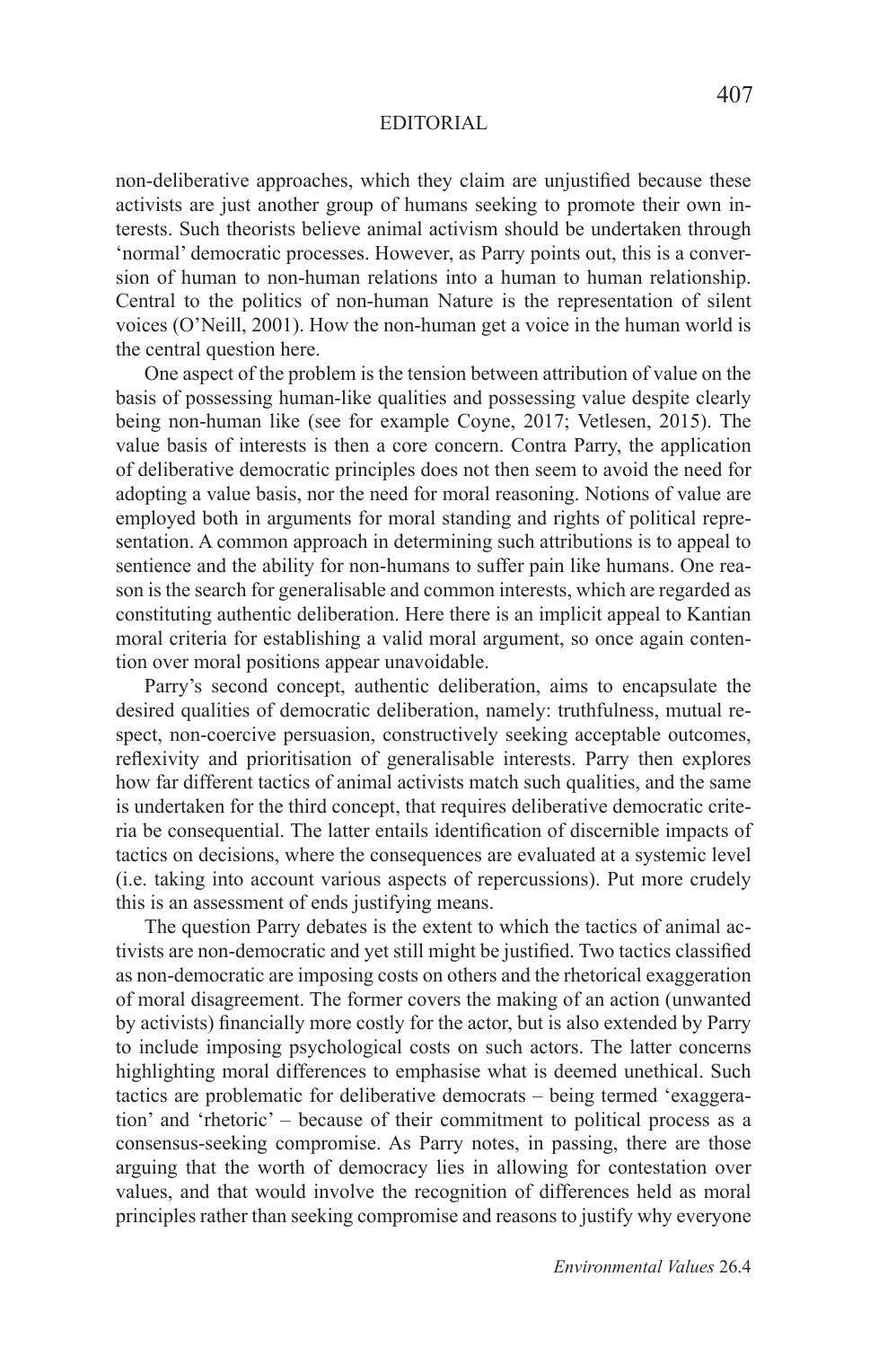non-deliberative approaches, which they claim are unjustified because these activists are just another group of humans seeking to promote their own interests. Such theorists believe animal activism should be undertaken through 'normal' democratic processes. However, as Parry points out, this is a conversion of human to non-human relations into a human to human relationship. Central to the politics of non-human Nature is the representation of silent voices (O'Neill, 2001). How the non-human get a voice in the human world is the central question here.

One aspect of the problem is the tension between attribution of value on the basis of possessing human-like qualities and possessing value despite clearly being non-human like (see for example Coyne, 2017; Vetlesen, 2015). The value basis of interests is then a core concern. Contra Parry, the application of deliberative democratic principles does not then seem to avoid the need for adopting a value basis, nor the need for moral reasoning. Notions of value are employed both in arguments for moral standing and rights of political representation. A common approach in determining such attributions is to appeal to sentience and the ability for non-humans to suffer pain like humans. One reason is the search for generalisable and common interests, which are regarded as constituting authentic deliberation. Here there is an implicit appeal to Kantian moral criteria for establishing a valid moral argument, so once again contention over moral positions appear unavoidable.

Parry's second concept, authentic deliberation, aims to encapsulate the desired qualities of democratic deliberation, namely: truthfulness, mutual respect, non-coercive persuasion, constructively seeking acceptable outcomes, reflexivity and prioritisation of generalisable interests. Parry then explores how far different tactics of animal activists match such qualities, and the same is undertaken for the third concept, that requires deliberative democratic criteria be consequential. The latter entails identification of discernible impacts of tactics on decisions, where the consequences are evaluated at a systemic level (i.e. taking into account various aspects of repercussions). Put more crudely this is an assessment of ends justifying means.

The question Parry debates is the extent to which the tactics of animal activists are non-democratic and yet still might be justified. Two tactics classified as non-democratic are imposing costs on others and the rhetorical exaggeration of moral disagreement. The former covers the making of an action (unwanted by activists) financially more costly for the actor, but is also extended by Parry to include imposing psychological costs on such actors. The latter concerns highlighting moral differences to emphasise what is deemed unethical. Such tactics are problematic for deliberative democrats – being termed 'exaggeration' and 'rhetoric' – because of their commitment to political process as a consensus-seeking compromise. As Parry notes, in passing, there are those arguing that the worth of democracy lies in allowing for contestation over values, and that would involve the recognition of differences held as moral principles rather than seeking compromise and reasons to justify why everyone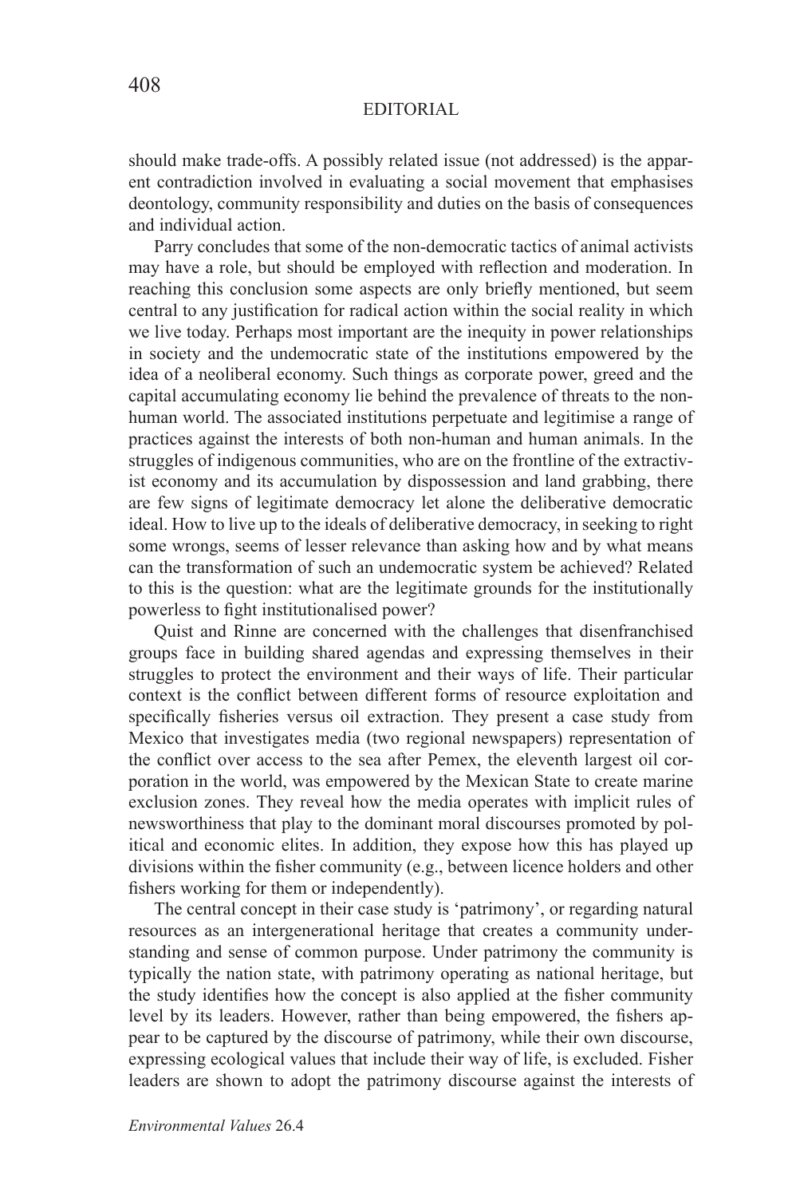should make trade-offs. A possibly related issue (not addressed) is the apparent contradiction involved in evaluating a social movement that emphasises deontology, community responsibility and duties on the basis of consequences and individual action.

Parry concludes that some of the non-democratic tactics of animal activists may have a role, but should be employed with reflection and moderation. In reaching this conclusion some aspects are only briefly mentioned, but seem central to any justification for radical action within the social reality in which we live today. Perhaps most important are the inequity in power relationships in society and the undemocratic state of the institutions empowered by the idea of a neoliberal economy. Such things as corporate power, greed and the capital accumulating economy lie behind the prevalence of threats to the non-human world. The associated institutions perpetuate and legitimise a range of practices against the interests of both non-human and human animals. In the struggles of indigenous communities, who are on the frontline of the extractivist economy and its accumulation by dispossession and land grabbing, there are few signs of legitimate democracy let alone the deliberative democratic ideal. How to live up to the ideals of deliberative democracy, in seeking to right some wrongs, seems of lesser relevance than asking how and by what means can the transformation of such an undemocratic system be achieved? Related to this is the question: what are the legitimate grounds for the institutionally powerless to fight institutionalised power?

Quist and Rinne are concerned with the challenges that disenfranchised groups face in building shared agendas and expressing themselves in their struggles to protect the environment and their ways of life. Their particular context is the conflict between different forms of resource exploitation and specifically fisheries versus oil extraction. They present a case study from Mexico that investigates media (two regional newspapers) representation of the conflict over access to the sea after Pemex, the eleventh largest oil corporation in the world, was empowered by the Mexican State to create marine exclusion zones. They reveal how the media operates with implicit rules of newsworthiness that play to the dominant moral discourses promoted by political and economic elites. In addition, they expose how this has played up divisions within the fisher community (e.g., between licence holders and other fishers working for them or independently).

The central concept in their case study is 'patrimony', or regarding natural resources as an intergenerational heritage that creates a community understanding and sense of common purpose. Under patrimony the community is typically the nation state, with patrimony operating as national heritage, but the study identifies how the concept is also applied at the fisher community level by its leaders. However, rather than being empowered, the fishers appear to be captured by the discourse of patrimony, while their own discourse, expressing ecological values that include their way of life, is excluded. Fisher leaders are shown to adopt the patrimony discourse against the interests of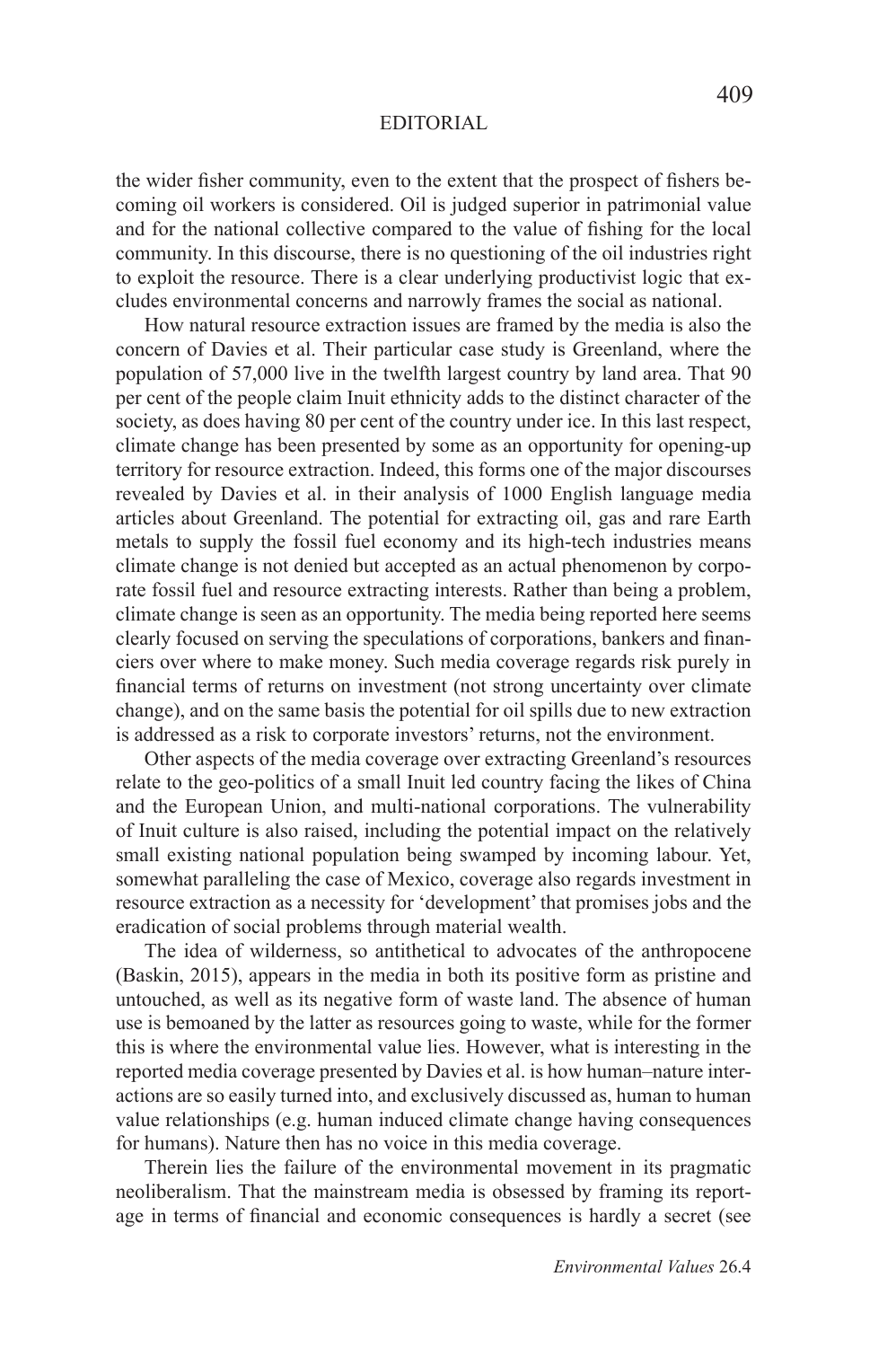the wider fisher community, even to the extent that the prospect of fishers becoming oil workers is considered. Oil is judged superior in patrimonial value and for the national collective compared to the value of fishing for the local community. In this discourse, there is no questioning of the oil industries right to exploit the resource. There is a clear underlying productivist logic that excludes environmental concerns and narrowly frames the social as national.

How natural resource extraction issues are framed by the media is also the concern of Davies et al. Their particular case study is Greenland, where the population of 57,000 live in the twelfth largest country by land area. That 90 per cent of the people claim Inuit ethnicity adds to the distinct character of the society, as does having 80 per cent of the country under ice. In this last respect, climate change has been presented by some as an opportunity for opening-up territory for resource extraction. Indeed, this forms one of the major discourses revealed by Davies et al. in their analysis of 1000 English language media articles about Greenland. The potential for extracting oil, gas and rare Earth metals to supply the fossil fuel economy and its high-tech industries means climate change is not denied but accepted as an actual phenomenon by corporate fossil fuel and resource extracting interests. Rather than being a problem, climate change is seen as an opportunity. The media being reported here seems clearly focused on serving the speculations of corporations, bankers and financiers over where to make money. Such media coverage regards risk purely in financial terms of returns on investment (not strong uncertainty over climate change), and on the same basis the potential for oil spills due to new extraction is addressed as a risk to corporate investors' returns, not the environment.

Other aspects of the media coverage over extracting Greenland's resources relate to the geo-politics of a small Inuit led country facing the likes of China and the European Union, and multi-national corporations. The vulnerability of Inuit culture is also raised, including the potential impact on the relatively small existing national population being swamped by incoming labour. Yet, somewhat paralleling the case of Mexico, coverage also regards investment in resource extraction as a necessity for 'development' that promises jobs and the eradication of social problems through material wealth.

The idea of wilderness, so antithetical to advocates of the anthropocene (Baskin, 2015), appears in the media in both its positive form as pristine and untouched, as well as its negative form of waste land. The absence of human use is bemoaned by the latter as resources going to waste, while for the former this is where the environmental value lies. However, what is interesting in the reported media coverage presented by Davies et al. is how human–nature interactions are so easily turned into, and exclusively discussed as, human to human value relationships (e.g. human induced climate change having consequences for humans). Nature then has no voice in this media coverage.

Therein lies the failure of the environmental movement in its pragmatic neoliberalism. That the mainstream media is obsessed by framing its reportage in terms of financial and economic consequences is hardly a secret (see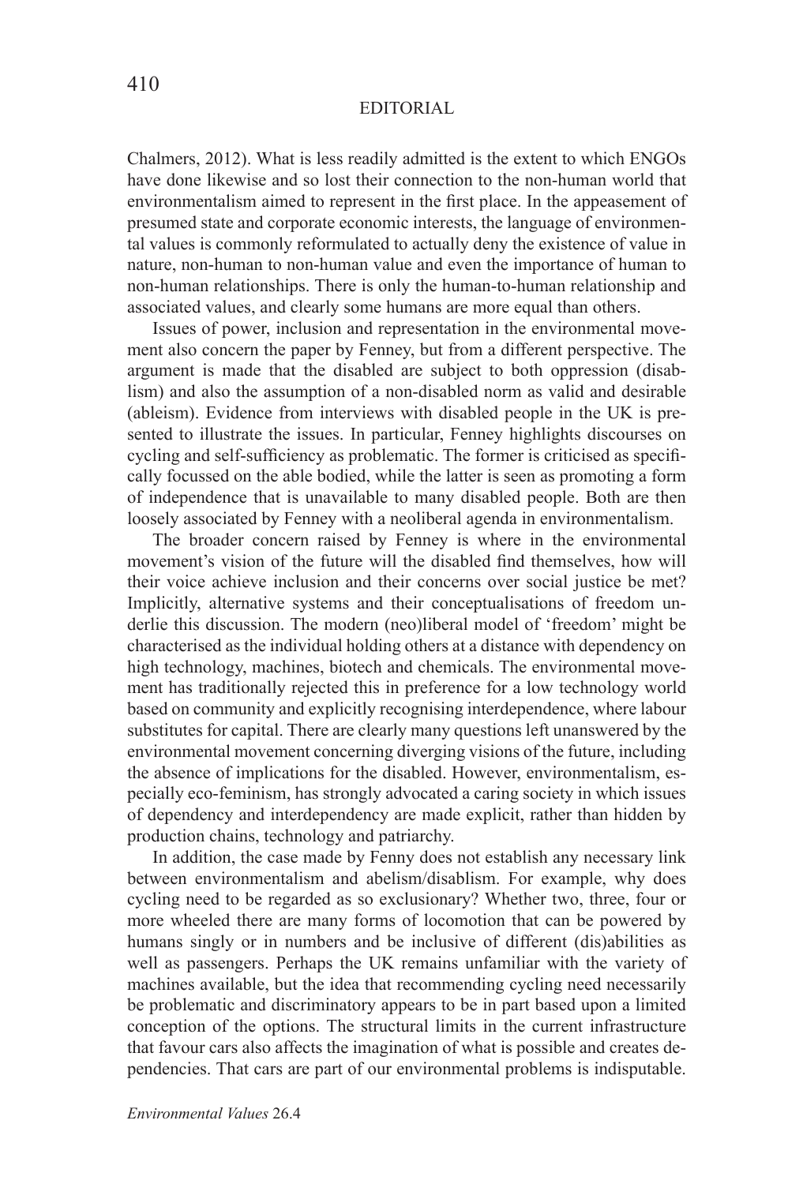Chalmers, 2012). What is less readily admitted is the extent to which ENGOs have done likewise and so lost their connection to the non-human world that environmentalism aimed to represent in the first place. In the appeasement of presumed state and corporate economic interests, the language of environmental values is commonly reformulated to actually deny the existence of value in nature, non-human to non-human value and even the importance of human to non-human relationships. There is only the human-to-human relationship and associated values, and clearly some humans are more equal than others.

Issues of power, inclusion and representation in the environmental movement also concern the paper by Fenney, but from a different perspective. The argument is made that the disabled are subject to both oppression (disablism) and also the assumption of a non-disabled norm as valid and desirable (ableism). Evidence from interviews with disabled people in the UK is presented to illustrate the issues. In particular, Fenney highlights discourses on cycling and self-sufficiency as problematic. The former is criticised as specifically focussed on the able bodied, while the latter is seen as promoting a form of independence that is unavailable to many disabled people. Both are then loosely associated by Fenney with a neoliberal agenda in environmentalism.

The broader concern raised by Fenney is where in the environmental movement's vision of the future will the disabled find themselves, how will their voice achieve inclusion and their concerns over social justice be met? Implicitly, alternative systems and their conceptualisations of freedom underlie this discussion. The modern (neo)liberal model of 'freedom' might be characterised as the individual holding others at a distance with dependency on high technology, machines, biotech and chemicals. The environmental movement has traditionally rejected this in preference for a low technology world based on community and explicitly recognising interdependence, where labour substitutes for capital. There are clearly many questions left unanswered by the environmental movement concerning diverging visions of the future, including the absence of implications for the disabled. However, environmentalism, especially eco-feminism, has strongly advocated a caring society in which issues of dependency and interdependency are made explicit, rather than hidden by production chains, technology and patriarchy.

In addition, the case made by Fenny does not establish any necessary link between environmentalism and abelism/disablism. For example, why does cycling need to be regarded as so exclusionary? Whether two, three, four or more wheeled there are many forms of locomotion that can be powered by humans singly or in numbers and be inclusive of different (dis)abilities as well as passengers. Perhaps the UK remains unfamiliar with the variety of machines available, but the idea that recommending cycling need necessarily be problematic and discriminatory appears to be in part based upon a limited conception of the options. The structural limits in the current infrastructure that favour cars also affects the imagination of what is possible and creates dependencies. That cars are part of our environmental problems is indisputable.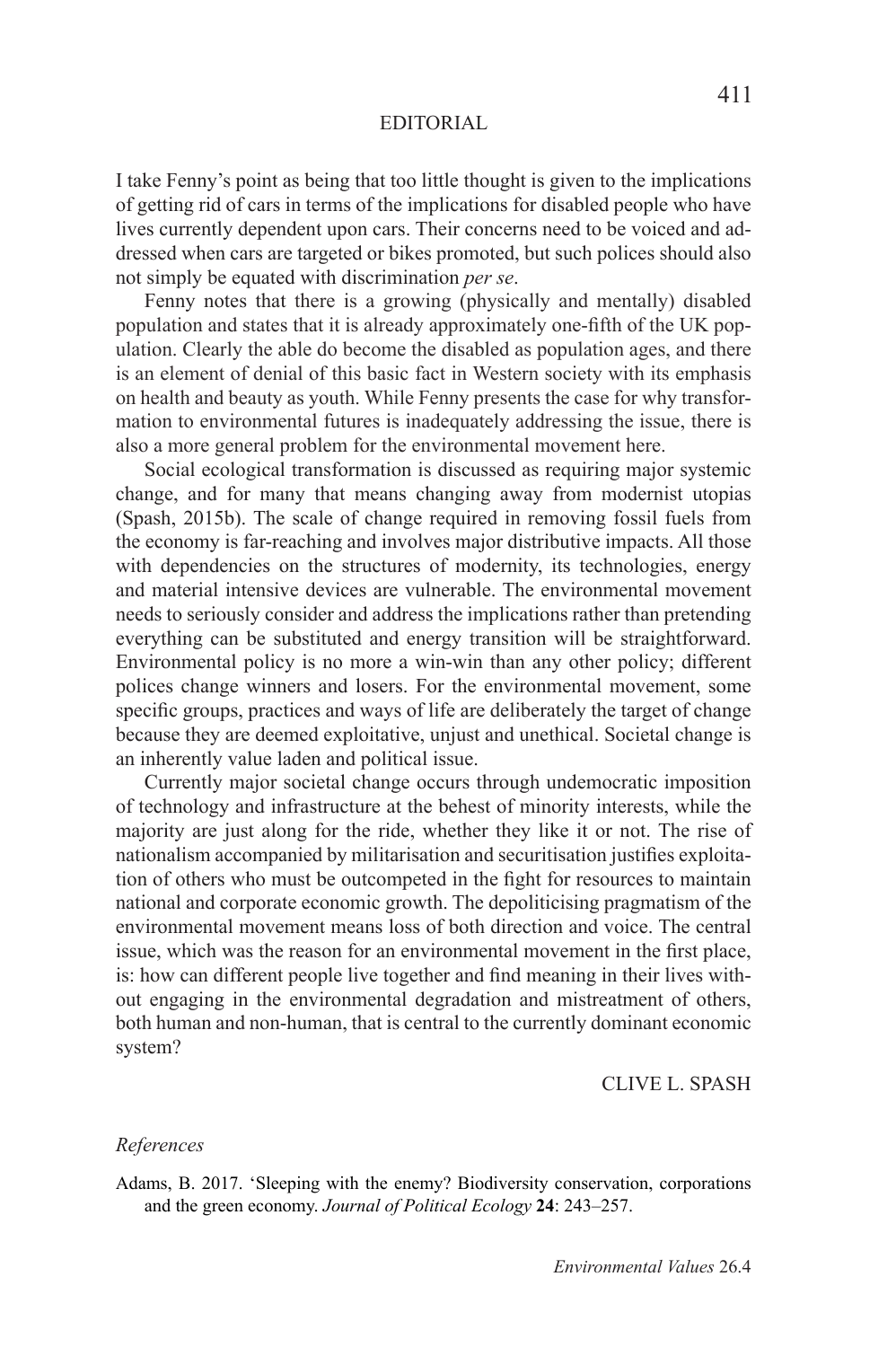I take Fenny's point as being that too little thought is given to the implications of getting rid of cars in terms of the implications for disabled people who have lives currently dependent upon cars. Their concerns need to be voiced and addressed when cars are targeted or bikes promoted, but such polices should also not simply be equated with discrimination *per se*.

Fenny notes that there is a growing (physically and mentally) disabled population and states that it is already approximately one-fifth of the UK population. Clearly the able do become the disabled as population ages, and there is an element of denial of this basic fact in Western society with its emphasis on health and beauty as youth. While Fenny presents the case for why transformation to environmental futures is inadequately addressing the issue, there is also a more general problem for the environmental movement here.

Social ecological transformation is discussed as requiring major systemic change, and for many that means changing away from modernist utopias (Spash, 2015b). The scale of change required in removing fossil fuels from the economy is far-reaching and involves major distributive impacts. All those with dependencies on the structures of modernity, its technologies, energy and material intensive devices are vulnerable. The environmental movement needs to seriously consider and address the implications rather than pretending everything can be substituted and energy transition will be straightforward. Environmental policy is no more a win-win than any other policy; different polices change winners and losers. For the environmental movement, some specific groups, practices and ways of life are deliberately the target of change because they are deemed exploitative, unjust and unethical. Societal change is an inherently value laden and political issue.

Currently major societal change occurs through undemocratic imposition of technology and infrastructure at the behest of minority interests, while the majority are just along for the ride, whether they like it or not. The rise of nationalism accompanied by militarisation and securitisation justifies exploitation of others who must be outcompeted in the fight for resources to maintain national and corporate economic growth. The depoliticising pragmatism of the environmental movement means loss of both direction and voice. The central issue, which was the reason for an environmental movement in the first place, is: how can different people live together and find meaning in their lives without engaging in the environmental degradation and mistreatment of others, both human and non-human, that is central to the currently dominant economic system?

CLIVE L. SPASH

*References*

Adams, B. 2017. 'Sleeping with the enemy? Biodiversity conservation, corporations and the green economy. *Journal of Political Ecology* **24**: 243–257.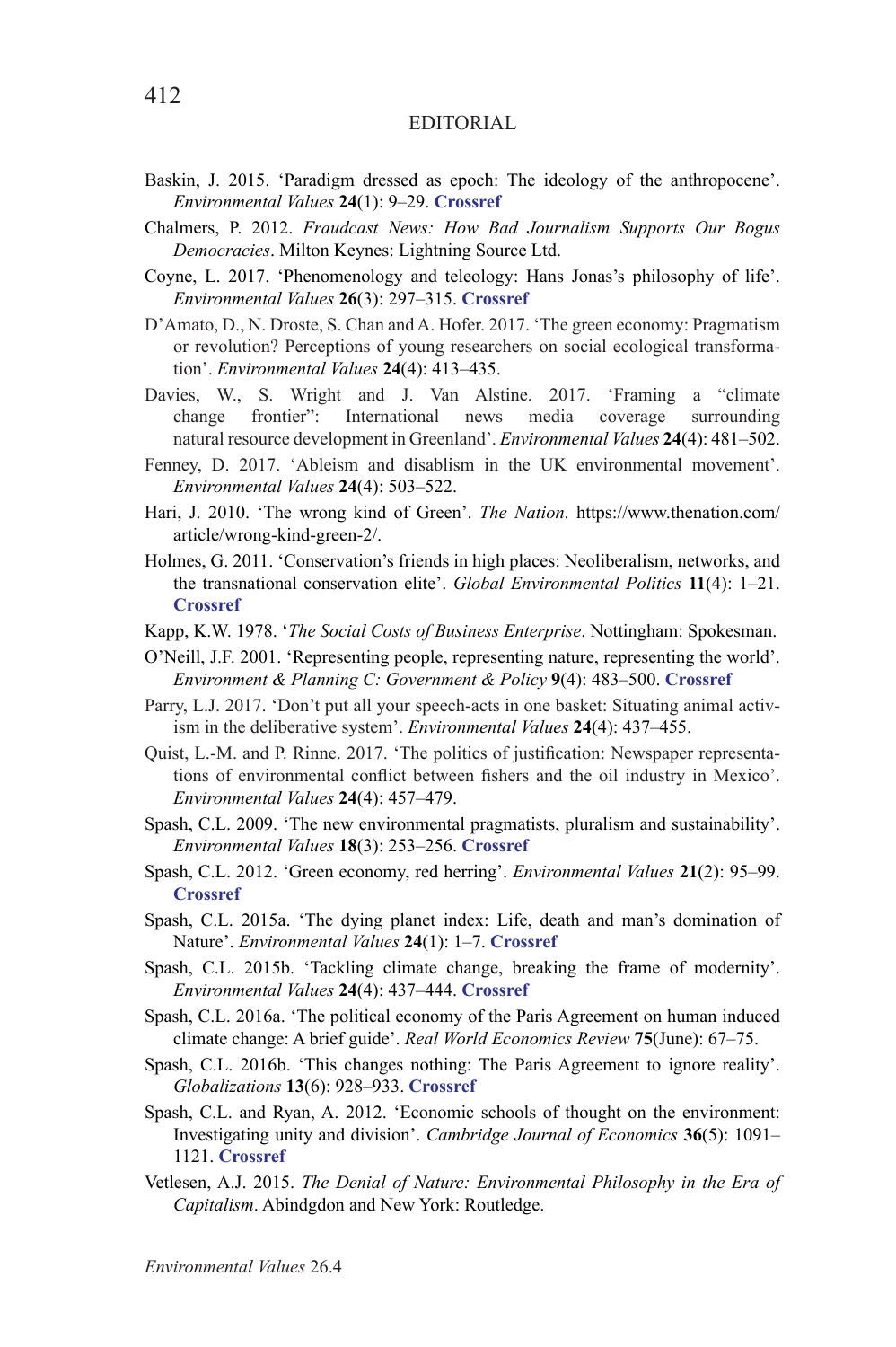Baskin, J. 2015. 'Paradigm dressed as epoch: The ideology of the anthropocene'. *Environmental Values* **24**(1): 9–29. **Crossref**

Chalmers, P. 2012. *Fraudcast News: How Bad Journalism Supports Our Bogus Democracies*. Milton Keynes: Lightning Source Ltd.

Coyne, L. 2017. 'Phenomenology and teleology: Hans Jonas's philosophy of life'. *Environmental Values* **26**(3): 297–315. **Crossref**

D'Amato, D., N. Droste, S. Chan and A. Hofer. 2017. 'The green economy: Pragmatism or revolution? Perceptions of young researchers on social ecological transformation'. *Environmental Values* **24**(4): 413–435.

Davies, W., S. Wright and J. Van Alstine. 2017. 'Framing a "climate change frontier": International news media coverage surrounding natural resource development in Greenland'. *Environmental Values* **24**(4): 481–502.

Fenney, D. 2017. 'Ableism and disablism in the UK environmental movement'. *Environmental Values* **24**(4): 503–522.

Hari, J. 2010. 'The wrong kind of Green'. *The Nation*. https://www.thenation.com/article/wrong-kind-green-2/.

Holmes, G. 2011. 'Conservation's friends in high places: Neoliberalism, networks, and the transnational conservation elite'. *Global Environmental Politics* **11**(4): 1–21. **Crossref**

Kapp, K.W. 1978. '*The Social Costs of Business Enterprise*. Nottingham: Spokesman.

O'Neill, J.F. 2001. 'Representing people, representing nature, representing the world'. *Environment & Planning C: Government & Policy* **9**(4): 483–500. **Crossref**

Parry, L.J. 2017. 'Don't put all your speech-acts in one basket: Situating animal activism in the deliberative system'. *Environmental Values* **24**(4): 437–455.

Quist, L.-M. and P. Rinne. 2017. 'The politics of justification: Newspaper representations of environmental conflict between fishers and the oil industry in Mexico'. *Environmental Values* **24**(4): 457–479.

Spash, C.L. 2009. 'The new environmental pragmatists, pluralism and sustainability'. *Environmental Values* **18**(3): 253–256. **Crossref**

Spash, C.L. 2012. 'Green economy, red herring'. *Environmental Values* **21**(2): 95–99. **Crossref**

Spash, C.L. 2015a. 'The dying planet index: Life, death and man's domination of Nature'. *Environmental Values* **24**(1): 1–7. **Crossref**

Spash, C.L. 2015b. 'Tackling climate change, breaking the frame of modernity'. *Environmental Values* **24**(4): 437–444. **Crossref**

Spash, C.L. 2016a. 'The political economy of the Paris Agreement on human induced climate change: A brief guide'. *Real World Economics Review* **75**(June): 67–75.

Spash, C.L. 2016b. 'This changes nothing: The Paris Agreement to ignore reality'. *Globalizations* **13**(6): 928–933. **Crossref**

Spash, C.L. and Ryan, A. 2012. 'Economic schools of thought on the environment: Investigating unity and division'. *Cambridge Journal of Economics* **36**(5): 1091–1121. **Crossref**

Vetlesen, A.J. 2015. *The Denial of Nature: Environmental Philosophy in the Era of Capitalism*. Abingdon and New York: Routledge.